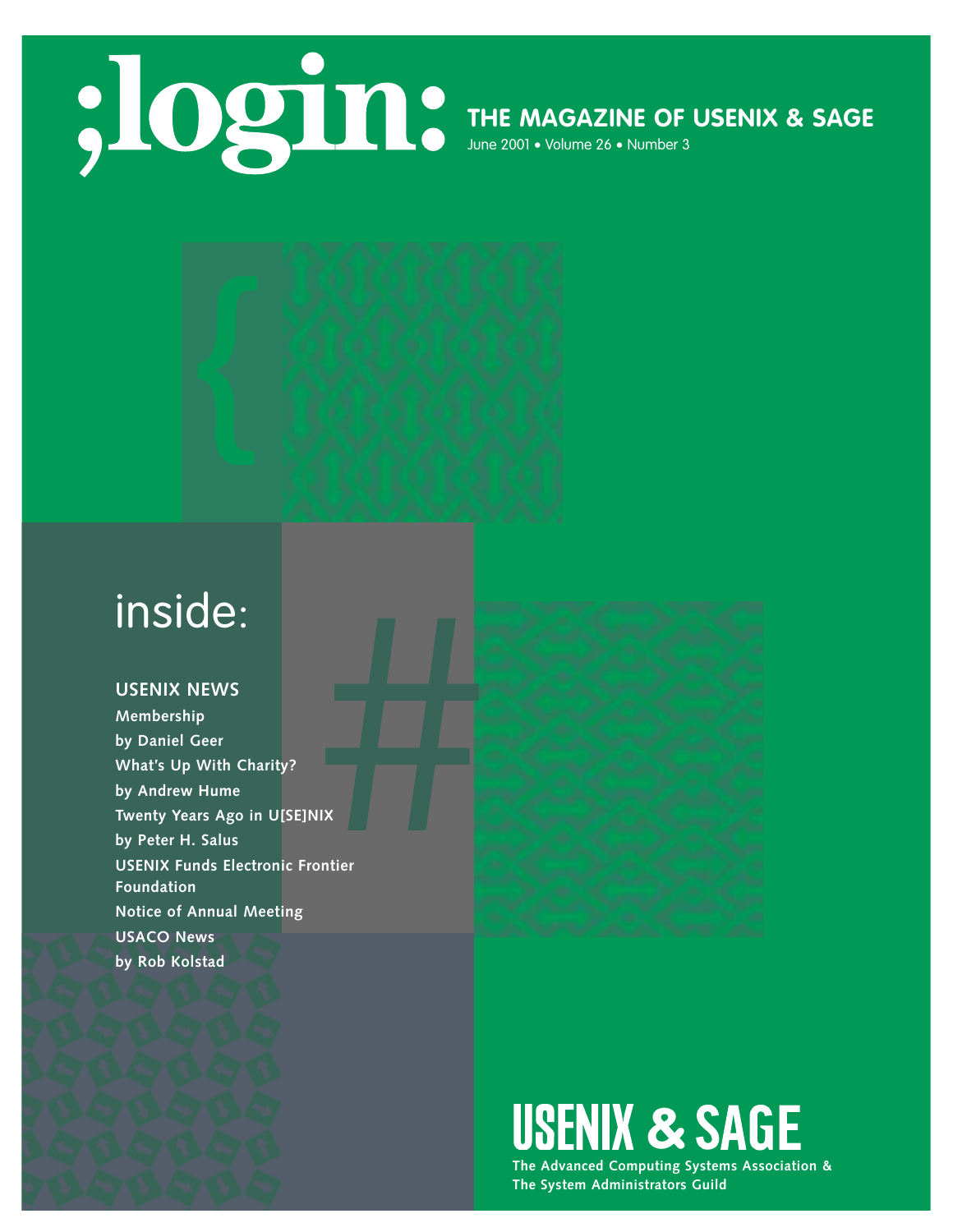# ;login:

## THE MAGAZINE OF USENIX & SAGE

June 2001 • Volume 26 • Number 3

## inside:

### USENIX NEWS

**Membership**
**by Daniel Geer**

**What's Up With Charity?**
**by Andrew Hume**

**Twenty Years Ago in U[SE]NIX**
**by Peter H. Salus**

**USENIX Funds Electronic Frontier Foundation**

**Notice of Annual Meeting**

**USACO News**
**by Rob Kolstad**

## USENIX & SAGE

**The Advanced Computing Systems Association &**
**The System Administrators Guild**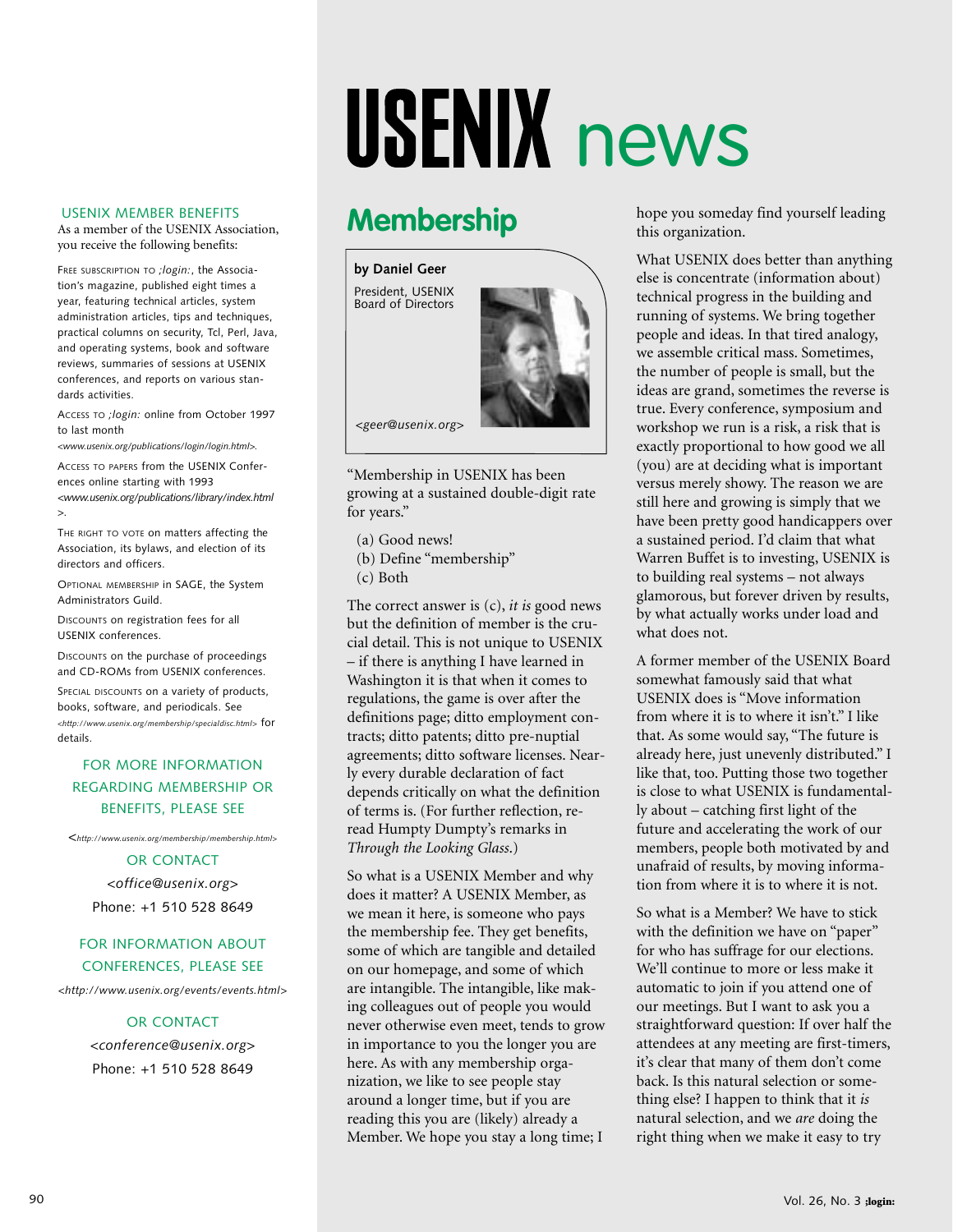# USENIX news

### USENIX MEMBER BENEFITS

As a member of the USENIX Association, you receive the following benefits:

FREE SUBSCRIPTION TO *;login:*, the Association's magazine, published eight times a year, featuring technical articles, system administration articles, tips and techniques, practical columns on security, Tcl, Perl, Java, and operating systems, book and software reviews, summaries of sessions at USENIX conferences, and reports on various standards activities.

ACCESS TO *;login:* online from October 1997 to last month *<www.usenix.org/publications/login/login.html>*.

ACCESS TO PAPERS from the USENIX Conferences online starting with 1993 *<www.usenix.org/publications/library/index.html>*.

THE RIGHT TO VOTE on matters affecting the Association, its bylaws, and election of its directors and officers.

OPTIONAL MEMBERSHIP in SAGE, the System Administrators Guild.

DISCOUNTS on registration fees for all USENIX conferences.

DISCOUNTS on the purchase of proceedings and CD-ROMs from USENIX conferences.

SPECIAL DISCOUNTS on a variety of products, books, software, and periodicals. See *<http://www.usenix.org/membership/specialdisc.html>* for details.

FOR MORE INFORMATION REGARDING MEMBERSHIP OR BENEFITS, PLEASE SEE

*<http://www.usenix.org/membership/membership.html>*

OR CONTACT

*<office@usenix.org>*

Phone: +1 510 528 8649

FOR INFORMATION ABOUT CONFERENCES, PLEASE SEE

*<http://www.usenix.org/events/events.html>*

OR CONTACT

*<conference@usenix.org>*

Phone: +1 510 528 8649

## Membership

**by Daniel Geer**

President, USENIX Board of Directors

*<geer@usenix.org>*

"Membership in USENIX has been growing at a sustained double-digit rate for years."

(a) Good news!
(b) Define "membership"
(c) Both

The correct answer is (c), *it is* good news but the definition of member is the crucial detail. This is not unique to USENIX – if there is anything I have learned in Washington it is that when it comes to regulations, the game is over after the definitions page; ditto employment contracts; ditto patents; ditto pre-nuptial agreements; ditto software licenses. Nearly every durable declaration of fact depends critically on what the definition of terms is. (For further reflection, re-read Humpty Dumpty's remarks in *Through the Looking Glass*.)

So what is a USENIX Member and why does it matter? A USENIX Member, as we mean it here, is someone who pays the membership fee. They get benefits, some of which are tangible and detailed on our homepage, and some of which are intangible. The intangible, like making colleagues out of people you would never otherwise even meet, tends to grow in importance to you the longer you are here. As with any membership organization, we like to see people stay around a longer time, but if you are reading this you are (likely) already a Member. We hope you stay a long time; I hope you someday find yourself leading this organization.

What USENIX does better than anything else is concentrate (information about) technical progress in the building and running of systems. We bring together people and ideas. In that tired analogy, we assemble critical mass. Sometimes, the number of people is small, but the ideas are grand, sometimes the reverse is true. Every conference, symposium and workshop we run is a risk, a risk that is exactly proportional to how good we all (you) are at deciding what is important versus merely showy. The reason we are still here and growing is simply that we have been pretty good handicappers over a sustained period. I'd claim that what Warren Buffet is to investing, USENIX is to building real systems – not always glamorous, but forever driven by results, by what actually works under load and what does not.

A former member of the USENIX Board somewhat famously said that what USENIX does is "Move information from where it is to where it isn't." I like that. As some would say, "The future is already here, just unevenly distributed." I like that, too. Putting those two together is close to what USENIX is fundamentally about – catching first light of the future and accelerating the work of our members, people both motivated by and unafraid of results, by moving information from where it is to where it is not.

So what is a Member? We have to stick with the definition we have on "paper" for who has suffrage for our elections. We'll continue to more or less make it automatic to join if you attend one of our meetings. But I want to ask you a straightforward question: If over half the attendees at any meeting are first-timers, it's clear that many of them don't come back. Is this natural selection or something else? I happen to think that it *is* natural selection, and we *are* doing the right thing when we make it easy to try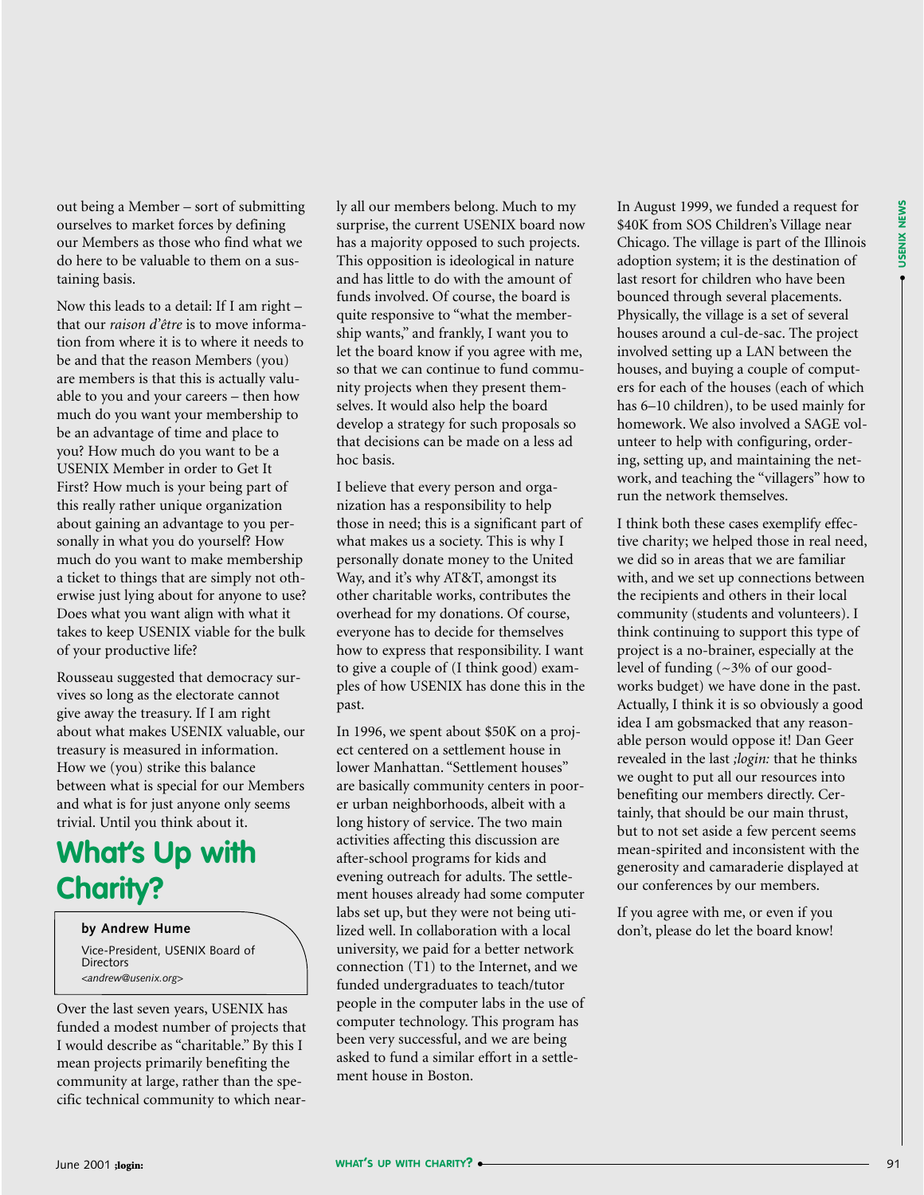out being a Member – sort of submitting ourselves to market forces by defining our Members as those who find what we do here to be valuable to them on a sustaining basis.

Now this leads to a detail: If I am right – that our *raison d'être* is to move information from where it is to where it needs to be and that the reason Members (you) are members is that this is actually valuable to you and your careers – then how much do you want your membership to be an advantage of time and place to you? How much do you want to be a USENIX Member in order to Get It First? How much is your being part of this really rather unique organization about gaining an advantage to you personally in what you do yourself? How much do you want to make membership a ticket to things that are simply not otherwise just lying about for anyone to use? Does what you want align with what it takes to keep USENIX viable for the bulk of your productive life?

Rousseau suggested that democracy survives so long as the electorate cannot give away the treasury. If I am right about what makes USENIX valuable, our treasury is measured in information. How we (you) strike this balance between what is special for our Members and what is for just anyone only seems trivial. Until you think about it.

# What's Up with Charity?

**by Andrew Hume**

Vice-President, USENIX Board of Directors

*<andrew@usenix.org>*

Over the last seven years, USENIX has funded a modest number of projects that I would describe as "charitable." By this I mean projects primarily benefiting the community at large, rather than the specific technical community to which nearly all our members belong. Much to my surprise, the current USENIX board now has a majority opposed to such projects. This opposition is ideological in nature and has little to do with the amount of funds involved. Of course, the board is quite responsive to "what the membership wants," and frankly, I want you to let the board know if you agree with me, so that we can continue to fund community projects when they present themselves. It would also help the board develop a strategy for such proposals so that decisions can be made on a less ad hoc basis.

I believe that every person and organization has a responsibility to help those in need; this is a significant part of what makes us a society. This is why I personally donate money to the United Way, and it's why AT&T, amongst its other charitable works, contributes the overhead for my donations. Of course, everyone has to decide for themselves how to express that responsibility. I want to give a couple of (I think good) examples of how USENIX has done this in the past.

In 1996, we spent about $50K on a project centered on a settlement house in lower Manhattan. "Settlement houses" are basically community centers in poorer urban neighborhoods, albeit with a long history of service. The two main activities affecting this discussion are after-school programs for kids and evening outreach for adults. The settlement houses already had some computer labs set up, but they were not being utilized well. In collaboration with a local university, we paid for a better network connection (T1) to the Internet, and we funded undergraduates to teach/tutor people in the computer labs in the use of computer technology. This program has been very successful, and we are being asked to fund a similar effort in a settlement house in Boston.

In August 1999, we funded a request for $40K from SOS Children's Village near Chicago. The village is part of the Illinois adoption system; it is the destination of last resort for children who have been bounced through several placements. Physically, the village is a set of several houses around a cul-de-sac. The project involved setting up a LAN between the houses, and buying a couple of computers for each of the houses (each of which has 6–10 children), to be used mainly for homework. We also involved a SAGE volunteer to help with configuring, ordering, setting up, and maintaining the network, and teaching the "villagers" how to run the network themselves.

I think both these cases exemplify effective charity; we helped those in real need, we did so in areas that we are familiar with, and we set up connections between the recipients and others in their local community (students and volunteers). I think continuing to support this type of project is a no-brainer, especially at the level of funding (~3% of our good-works budget) we have done in the past. Actually, I think it is so obviously a good idea I am gobsmacked that any reasonable person would oppose it! Dan Geer revealed in the last *;login:* that he thinks we ought to put all our resources into benefiting our members directly. Certainly, that should be our main thrust, but to not set aside a few percent seems mean-spirited and inconsistent with the generosity and camaraderie displayed at our conferences by our members.

If you agree with me, or even if you don't, please do let the board know!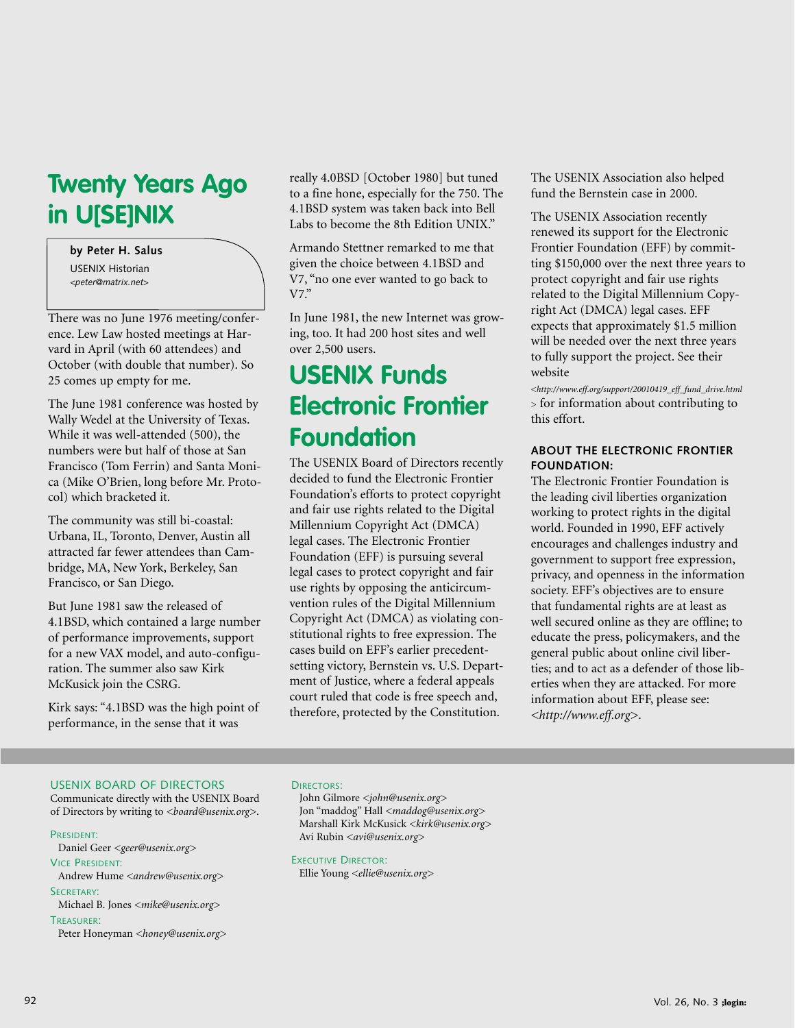# Twenty Years Ago in U[SE]NIX

**by Peter H. Salus**
USENIX Historian
*<peter@matrix.net>*

There was no June 1976 meeting/conference. Lew Law hosted meetings at Harvard in April (with 60 attendees) and October (with double that number). So 25 comes up empty for me.

The June 1981 conference was hosted by Wally Wedel at the University of Texas. While it was well-attended (500), the numbers were but half of those at San Francisco (Tom Ferrin) and Santa Monica (Mike O'Brien, long before Mr. Protocol) which bracketed it.

The community was still bi-coastal: Urbana, IL, Toronto, Denver, Austin all attracted far fewer attendees than Cambridge, MA, New York, Berkeley, San Francisco, or San Diego.

But June 1981 saw the released of 4.1BSD, which contained a large number of performance improvements, support for a new VAX model, and auto-configuration. The summer also saw Kirk McKusick join the CSRG.

Kirk says: "4.1BSD was the high point of performance, in the sense that it was really 4.0BSD [October 1980] but tuned to a fine hone, especially for the 750. The 4.1BSD system was taken back into Bell Labs to become the 8th Edition UNIX."

Armando Stettner remarked to me that given the choice between 4.1BSD and V7, "no one ever wanted to go back to V7."

In June 1981, the new Internet was growing, too. It had 200 host sites and well over 2,500 users.

# USENIX Funds Electronic Frontier Foundation

The USENIX Board of Directors recently decided to fund the Electronic Frontier Foundation's efforts to protect copyright and fair use rights related to the Digital Millennium Copyright Act (DMCA) legal cases. The Electronic Frontier Foundation (EFF) is pursuing several legal cases to protect copyright and fair use rights by opposing the anticircumvention rules of the Digital Millennium Copyright Act (DMCA) as violating constitutional rights to free expression. The cases build on EFF's earlier precedent-setting victory, Bernstein vs. U.S. Department of Justice, where a federal appeals court ruled that code is free speech and, therefore, protected by the Constitution.

The USENIX Association also helped fund the Bernstein case in 2000.

The USENIX Association recently renewed its support for the Electronic Frontier Foundation (EFF) by committing $150,000 over the next three years to protect copyright and fair use rights related to the Digital Millennium Copyright Act (DMCA) legal cases. EFF expects that approximately $1.5 million will be needed over the next three years to fully support the project. See their website *<http://www.eff.org/support/20010419_eff_fund_drive.html>* for information about contributing to this effort.

### ABOUT THE ELECTRONIC FRONTIER FOUNDATION:

The Electronic Frontier Foundation is the leading civil liberties organization working to protect rights in the digital world. Founded in 1990, EFF actively encourages and challenges industry and government to support free expression, privacy, and openness in the information society. EFF's objectives are to ensure that fundamental rights are at least as well secured online as they are offline; to educate the press, policymakers, and the general public about online civil liberties; and to act as a defender of those liberties when they are attacked. For more information about EFF, please see: *<http://www.eff.org>*.

---

USENIX BOARD OF DIRECTORS

Communicate directly with the USENIX Board of Directors by writing to *<board@usenix.org>*.

PRESIDENT:
Daniel Geer *<geer@usenix.org>*

VICE PRESIDENT:
Andrew Hume *<andrew@usenix.org>*

SECRETARY:
Michael B. Jones *<mike@usenix.org>*

TREASURER:
Peter Honeyman *<honey@usenix.org>*

DIRECTORS:
John Gilmore *<john@usenix.org>*
Jon "maddog" Hall *<maddog@usenix.org>*
Marshall Kirk McKusick *<kirk@usenix.org>*
Avi Rubin *<avi@usenix.org>*

EXECUTIVE DIRECTOR:
Ellie Young *<ellie@usenix.org>*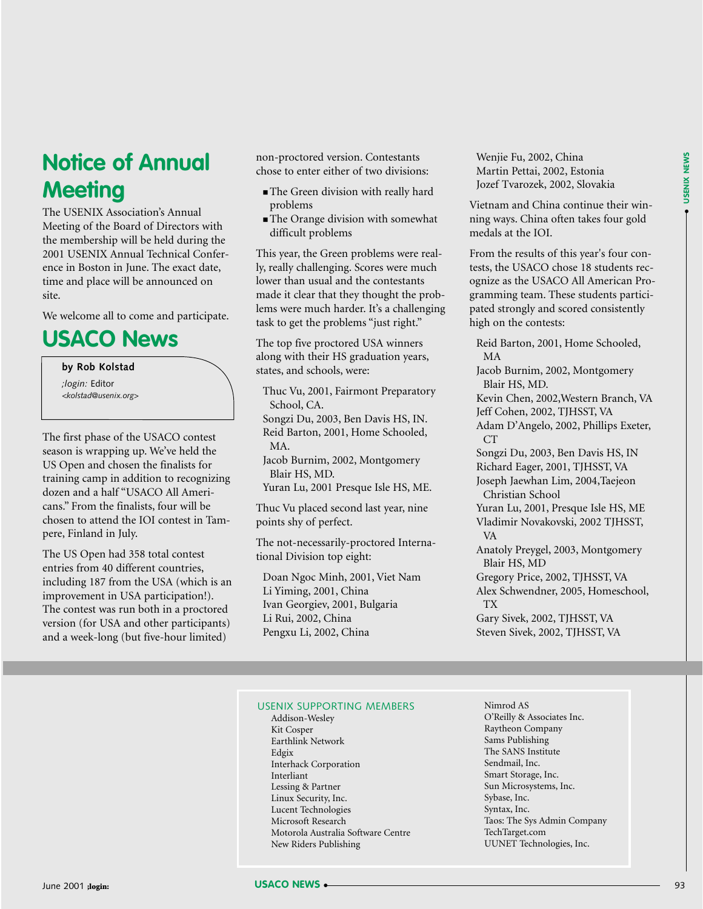## Notice of Annual Meeting

The USENIX Association's Annual Meeting of the Board of Directors with the membership will be held during the 2001 USENIX Annual Technical Conference in Boston in June. The exact date, time and place will be announced on site.

We welcome all to come and participate.

## USACO News

**by Rob Kolstad**

*;login:* Editor

*<kolstad@usenix.org>*

The first phase of the USACO contest season is wrapping up. We've held the US Open and chosen the finalists for training camp in addition to recognizing dozen and a half "USACO All Americans." From the finalists, four will be chosen to attend the IOI contest in Tampere, Finland in July.

The US Open had 358 total contest entries from 40 different countries, including 187 from the USA (which is an improvement in USA participation!). The contest was run both in a proctored version (for USA and other participants) and a week-long (but five-hour limited) non-proctored version. Contestants chose to enter either of two divisions:

- The Green division with really hard problems
- The Orange division with somewhat difficult problems

This year, the Green problems were really, really challenging. Scores were much lower than usual and the contestants made it clear that they thought the problems were much harder. It's a challenging task to get the problems "just right."

The top five proctored USA winners along with their HS graduation years, states, and schools, were:

Thuc Vu, 2001, Fairmont Preparatory School, CA.
Songzi Du, 2003, Ben Davis HS, IN.
Reid Barton, 2001, Home Schooled, MA.
Jacob Burnim, 2002, Montgomery Blair HS, MD.
Yuran Lu, 2001 Presque Isle HS, ME.

Thuc Vu placed second last year, nine points shy of perfect.

The not-necessarily-proctored International Division top eight:

Doan Ngoc Minh, 2001, Viet Nam
Li Yiming, 2001, China
Ivan Georgiev, 2001, Bulgaria
Li Rui, 2002, China
Pengxu Li, 2002, China
Wenjie Fu, 2002, China
Martin Pettai, 2002, Estonia
Jozef Tvarozek, 2002, Slovakia

Vietnam and China continue their winning ways. China often takes four gold medals at the IOI.

From the results of this year's four contests, the USACO chose 18 students recognize as the USACO All American Programming team. These students participated strongly and scored consistently high on the contests:

Reid Barton, 2001, Home Schooled, MA
Jacob Burnim, 2002, Montgomery Blair HS, MD.
Kevin Chen, 2002,Western Branch, VA
Jeff Cohen, 2002, TJHSST, VA
Adam D'Angelo, 2002, Phillips Exeter, CT
Songzi Du, 2003, Ben Davis HS, IN
Richard Eager, 2001, TJHSST, VA
Joseph Jaewhan Lim, 2004,Taejeon Christian School
Yuran Lu, 2001, Presque Isle HS, ME
Vladimir Novakovski, 2002 TJHSST, VA
Anatoly Preygel, 2003, Montgomery Blair HS, MD
Gregory Price, 2002, TJHSST, VA
Alex Schwendner, 2005, Homeschool, TX
Gary Sivek, 2002, TJHSST, VA
Steven Sivek, 2002, TJHSST, VA

### USENIX SUPPORTING MEMBERS

Addison-Wesley
Kit Cosper
Earthlink Network
Edgix
Interhack Corporation
Interliant
Lessing & Partner
Linux Security, Inc.
Lucent Technologies
Microsoft Research
Motorola Australia Software Centre
New Riders Publishing
Nimrod AS
O'Reilly & Associates Inc.
Raytheon Company
Sams Publishing
The SANS Institute
Sendmail, Inc.
Smart Storage, Inc.
Sun Microsystems, Inc.
Sybase, Inc.
Syntax, Inc.
Taos: The Sys Admin Company
TechTarget.com
UUNET Technologies, Inc.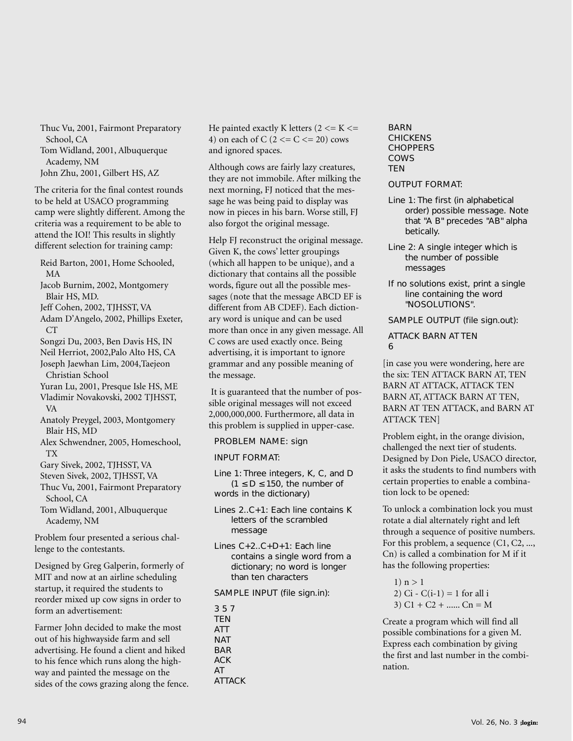Thuc Vu, 2001, Fairmont Preparatory School, CA
Tom Widland, 2001, Albuquerque Academy, NM
John Zhu, 2001, Gilbert HS, AZ

The criteria for the final contest rounds to be held at USACO programming camp were slightly different. Among the criteria was a requirement to be able to attend the IOI! This results in slightly different selection for training camp:

Reid Barton, 2001, Home Schooled, MA
Jacob Burnim, 2002, Montgomery Blair HS, MD.
Jeff Cohen, 2002, TJHSST, VA
Adam D'Angelo, 2002, Phillips Exeter, CT
Songzi Du, 2003, Ben Davis HS, IN
Neil Herriot, 2002,Palo Alto HS, CA
Joseph Jaewhan Lim, 2004,Taejeon Christian School
Yuran Lu, 2001, Presque Isle HS, ME
Vladimir Novakovski, 2002 TJHSST, VA
Anatoly Preygel, 2003, Montgomery Blair HS, MD
Alex Schwendner, 2005, Homeschool, TX
Gary Sivek, 2002, TJHSST, VA
Steven Sivek, 2002, TJHSST, VA
Thuc Vu, 2001, Fairmont Preparatory School, CA
Tom Widland, 2001, Albuquerque Academy, NM

Problem four presented a serious challenge to the contestants.

Designed by Greg Galperin, formerly of MIT and now at an airline scheduling startup, it required the students to reorder mixed up cow signs in order to form an advertisement:

Farmer John decided to make the most out of his highwayside farm and sell advertising. He found a client and hiked to his fence which runs along the highway and painted the message on the sides of the cows grazing along the fence. He painted exactly K letters (2 <= K <= 4) on each of C (2 <= C <= 20) cows and ignored spaces.

Although cows are fairly lazy creatures, they are not immobile. After milking the next morning, FJ noticed that the message he was being paid to display was now in pieces in his barn. Worse still, FJ also forgot the original message.

Help FJ reconstruct the original message. Given K, the cows' letter groupings (which all happen to be unique), and a dictionary that contains all the possible words, figure out all the possible messages (note that the message ABCD EF is different from AB CDEF). Each dictionary word is unique and can be used more than once in any given message. All C cows are used exactly once. Being advertising, it is important to ignore grammar and any possible meaning of the message.

It is guaranteed that the number of possible original messages will not exceed 2,000,000,000. Furthermore, all data in this problem is supplied in upper-case.

PROBLEM NAME: sign

INPUT FORMAT:

Line 1: Three integers, K, C, and D ($1 \le D \le 150$, the number of words in the dictionary)

Lines 2..C+1: Each line contains K letters of the scrambled message

Lines C+2..C+D+1: Each line contains a single word from a dictionary; no word is longer than ten characters

SAMPLE INPUT (file sign.in):

```
3 5 7
TEN
ATT
NAT
BAR
ACK
AT
ATTACK
BARN
CHICKENS
CHOPPERS
COWS
TEN
```

OUTPUT FORMAT:

Line 1: The first (in alphabetical order) possible message. Note that "A B" precedes "AB" alphabetically.

Line 2: A single integer which is the number of possible messages

If no solutions exist, print a single line containing the word "NOSOLUTIONS".

SAMPLE OUTPUT (file sign.out):

```
ATTACK BARN AT TEN
6
```

[in case you were wondering, here are the six: TEN ATTACK BARN AT, TEN BARN AT ATTACK, ATTACK TEN BARN AT, ATTACK BARN AT TEN, BARN AT TEN ATTACK, and BARN AT ATTACK TEN]

Problem eight, in the orange division, challenged the next tier of students. Designed by Don Piele, USACO director, it asks the students to find numbers with certain properties to enable a combination lock to be opened:

To unlock a combination lock you must rotate a dial alternately right and left through a sequence of positive numbers. For this problem, a sequence (C1, C2, ..., Cn) is called a combination for M if it has the following properties:

1) $n > 1$
2) $Ci - C(i-1) = 1$ for all i
3) $C1 + C2 + \ldots\ldots Cn = M$

Create a program which will find all possible combinations for a given M. Express each combination by giving the first and last number in the combination.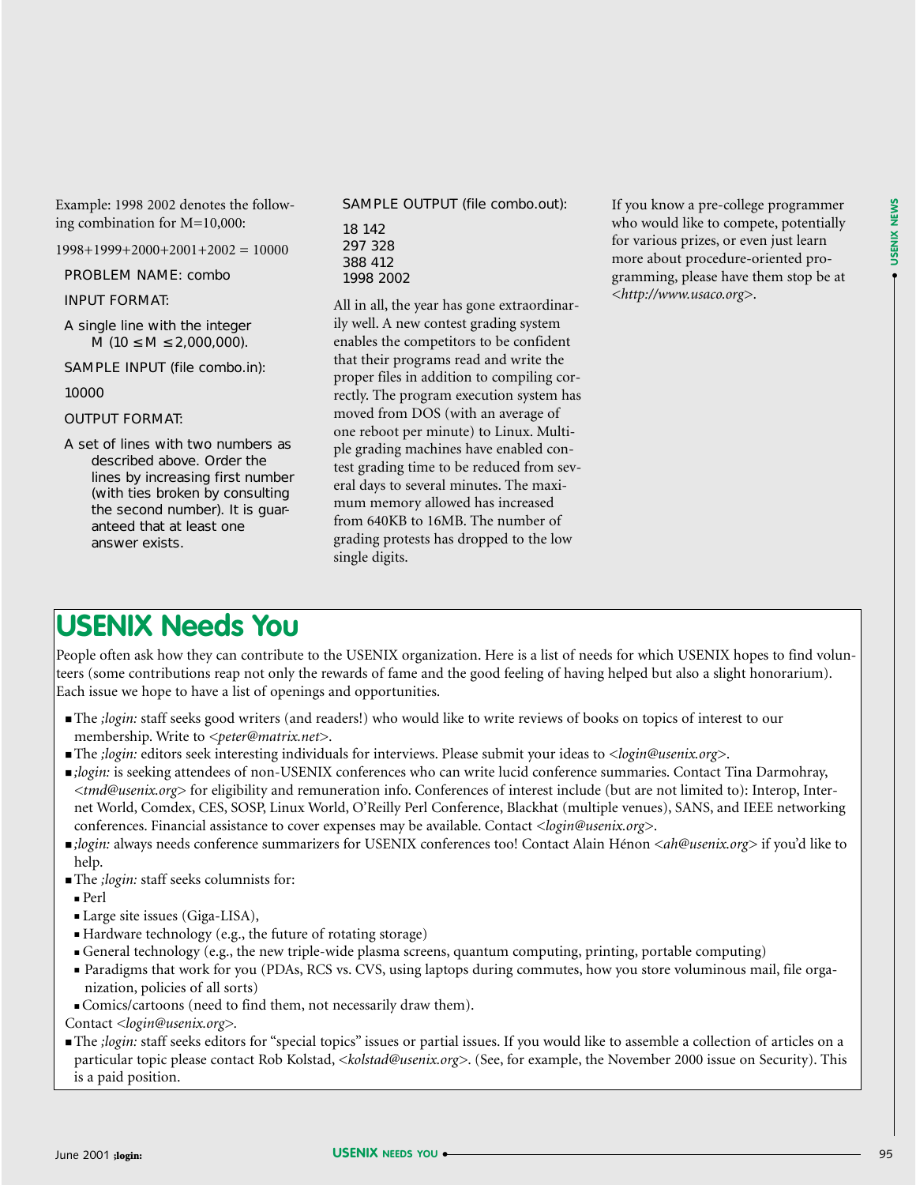Example: 1998 2002 denotes the following combination for M=10,000:

1998+1999+2000+2001+2002 = 10000

PROBLEM NAME: combo

INPUT FORMAT:

A single line with the integer M ($10 \le M \le 2{,}000{,}000$).

SAMPLE INPUT (file combo.in):

```
10000
```

OUTPUT FORMAT:

A set of lines with two numbers as described above. Order the lines by increasing first number (with ties broken by consulting the second number). It is guaranteed that at least one answer exists.

SAMPLE OUTPUT (file combo.out):

```
18 142
297 328
388 412
1998 2002
```

All in all, the year has gone extraordinarily well. A new contest grading system enables the competitors to be confident that their programs read and write the proper files in addition to compiling correctly. The program execution system has moved from DOS (with an average of one reboot per minute) to Linux. Multiple grading machines have enabled contest grading time to be reduced from several days to several minutes. The maximum memory allowed has increased from 640KB to 16MB. The number of grading protests has dropped to the low single digits.

If you know a pre-college programmer who would like to compete, potentially for various prizes, or even just learn more about procedure-oriented programming, please have them stop be at <*http://www.usaco.org*>.

# USENIX Needs You

People often ask how they can contribute to the USENIX organization. Here is a list of needs for which USENIX hopes to find volunteers (some contributions reap not only the rewards of fame and the good feeling of having helped but also a slight honorarium). Each issue we hope to have a list of openings and opportunities.

- The *;login:* staff seeks good writers (and readers!) who would like to write reviews of books on topics of interest to our membership. Write to <*peter@matrix.net*>.
- The *;login:* editors seek interesting individuals for interviews. Please submit your ideas to <*login@usenix.org*>.
- *;login:* is seeking attendees of non-USENIX conferences who can write lucid conference summaries. Contact Tina Darmohray, <*tmd@usenix.org*> for eligibility and remuneration info. Conferences of interest include (but are not limited to): Interop, Internet World, Comdex, CES, SOSP, Linux World, O'Reilly Perl Conference, Blackhat (multiple venues), SANS, and IEEE networking conferences. Financial assistance to cover expenses may be available. Contact <*login@usenix.org*>.
- *;login:* always needs conference summarizers for USENIX conferences too! Contact Alain Hénon <*ah@usenix.org*> if you'd like to help.
- The *;login:* staff seeks columnists for:
  - Perl
  - Large site issues (Giga-LISA),
  - Hardware technology (e.g., the future of rotating storage)
  - General technology (e.g., the new triple-wide plasma screens, quantum computing, printing, portable computing)
  - Paradigms that work for you (PDAs, RCS vs. CVS, using laptops during commutes, how you store voluminous mail, file organization, policies of all sorts)
  - Comics/cartoons (need to find them, not necessarily draw them).

  Contact <*login@usenix.org*>.
- The *;login:* staff seeks editors for "special topics" issues or partial issues. If you would like to assemble a collection of articles on a particular topic please contact Rob Kolstad, <*kolstad@usenix.org*>. (See, for example, the November 2000 issue on Security). This is a paid position.